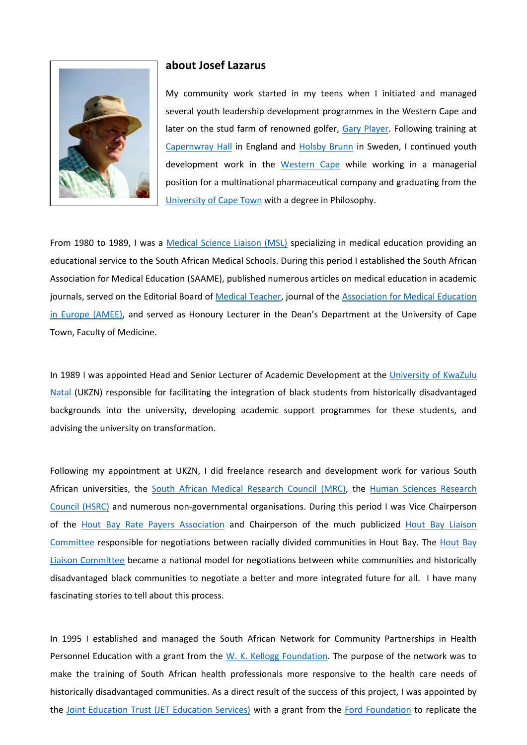## about Josef Lazarus

My community work started in my teens when I initiated and managed several youth leadership development programmes in the Western Cape and later on the stud farm of renowned golfer, Gary Player. Following training at Capernwray Hall in England and Holsby Brunn in Sweden, I continued youth development work in the Western Cape while working in a managerial position for a multinational pharmaceutical company and graduating from the University of Cape Town with a degree in Philosophy.

From 1980 to 1989, I was a Medical Science Liaison (MSL) specializing in medical education providing an educational service to the South African Medical Schools. During this period I established the South African Association for Medical Education (SAAME), published numerous articles on medical education in academic journals, served on the Editorial Board of Medical Teacher, journal of the Association for Medical Education in Europe (AMEE), and served as Honoury Lecturer in the Dean's Department at the University of Cape Town, Faculty of Medicine.

In 1989 I was appointed Head and Senior Lecturer of Academic Development at the University of KwaZulu Natal (UKZN) responsible for facilitating the integration of black students from historically disadvantaged backgrounds into the university, developing academic support programmes for these students, and advising the university on transformation.

Following my appointment at UKZN, I did freelance research and development work for various South African universities, the South African Medical Research Council (MRC), the Human Sciences Research Council (HSRC) and numerous non-governmental organisations. During this period I was Vice Chairperson of the Hout Bay Rate Payers Association and Chairperson of the much publicized Hout Bay Liaison Committee responsible for negotiations between racially divided communities in Hout Bay. The Hout Bay Liaison Committee became a national model for negotiations between white communities and historically disadvantaged black communities to negotiate a better and more integrated future for all. I have many fascinating stories to tell about this process.

In 1995 I established and managed the South African Network for Community Partnerships in Health Personnel Education with a grant from the W. K. Kellogg Foundation. The purpose of the network was to make the training of South African health professionals more responsive to the health care needs of historically disadvantaged communities. As a direct result of the success of this project, I was appointed by the Joint Education Trust (JET Education Services) with a grant from the Ford Foundation to replicate the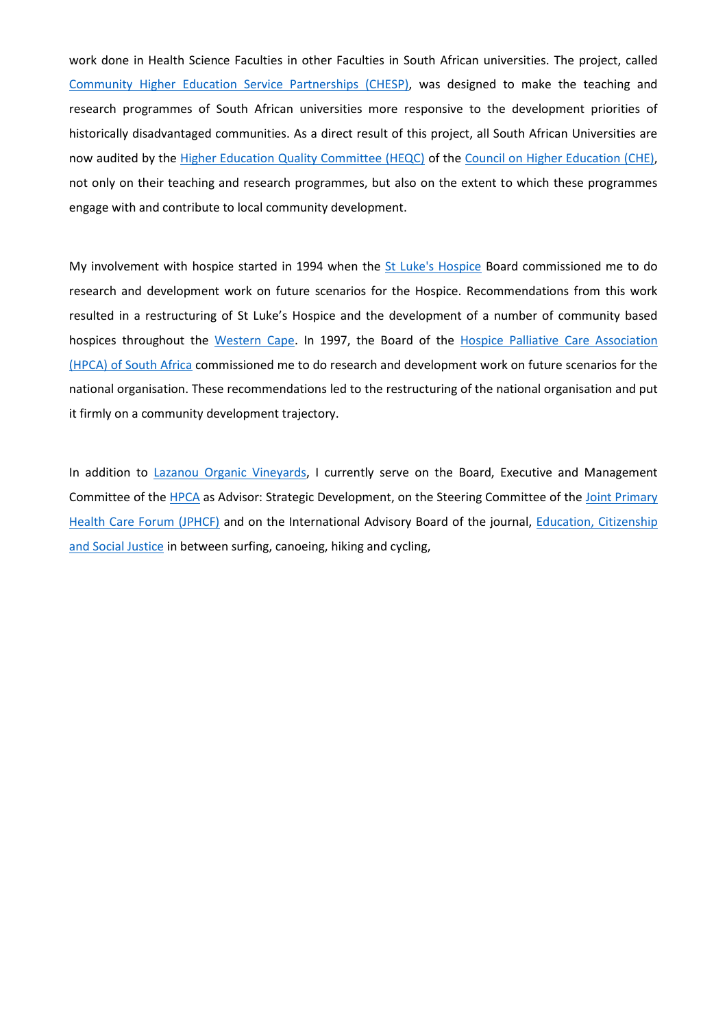work done in Health Science Faculties in other Faculties in South African universities. The project, called Community Higher Education Service Partnerships (CHESP), was designed to make the teaching and research programmes of South African universities more responsive to the development priorities of historically disadvantaged communities. As a direct result of this project, all South African Universities are now audited by the Higher Education Quality Committee (HEQC) of the Council on Higher Education (CHE), not only on their teaching and research programmes, but also on the extent to which these programmes engage with and contribute to local community development.

My involvement with hospice started in 1994 when the St Luke's Hospice Board commissioned me to do research and development work on future scenarios for the Hospice. Recommendations from this work resulted in a restructuring of St Luke's Hospice and the development of a number of community based hospices throughout the Western Cape. In 1997, the Board of the Hospice Palliative Care Association (HPCA) of South Africa commissioned me to do research and development work on future scenarios for the national organisation. These recommendations led to the restructuring of the national organisation and put it firmly on a community development trajectory.

In addition to Lazanou Organic Vineyards, I currently serve on the Board, Executive and Management Committee of the HPCA as Advisor: Strategic Development, on the Steering Committee of the Joint Primary Health Care Forum (JPHCF) and on the International Advisory Board of the journal, Education, Citizenship and Social Justice in between surfing, canoeing, hiking and cycling,